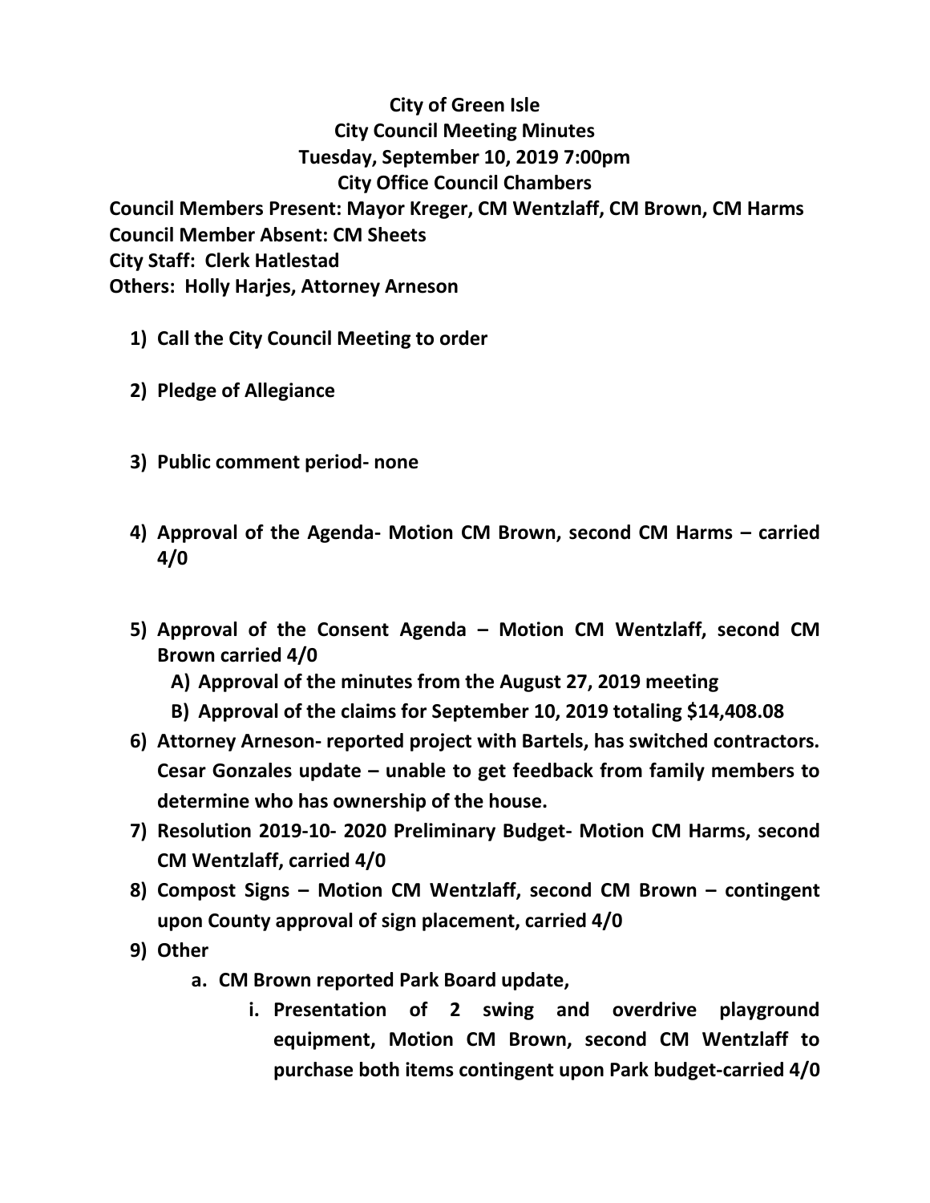# City of Green Isle

## City Council Meeting Minutes

### Tuesday, September 10, 2019 7:00pm

### City Office Council Chambers

**Council Members Present: Mayor Kreger, CM Wentzlaff, CM Brown, CM Harms**
**Council Member Absent: CM Sheets**
**City Staff: Clerk Hatlestad**
**Others: Holly Harjes, Attorney Arneson**

1) **Call the City Council Meeting to order**
2) **Pledge of Allegiance**
3) **Public comment period- none**
4) **Approval of the Agenda- Motion CM Brown, second CM Harms – carried 4/0**
5) **Approval of the Consent Agenda – Motion CM Wentzlaff, second CM Brown carried 4/0**
   - A) **Approval of the minutes from the August 27, 2019 meeting**
   - B) **Approval of the claims for September 10, 2019 totaling $14,408.08**
6) **Attorney Arneson- reported project with Bartels, has switched contractors. Cesar Gonzales update – unable to get feedback from family members to determine who has ownership of the house.**
7) **Resolution 2019-10- 2020 Preliminary Budget- Motion CM Harms, second CM Wentzlaff, carried 4/0**
8) **Compost Signs – Motion CM Wentzlaff, second CM Brown – contingent upon County approval of sign placement, carried 4/0**
9) **Other**
   - a. **CM Brown reported Park Board update,**
     - i. **Presentation of 2 swing and overdrive playground equipment, Motion CM Brown, second CM Wentzlaff to purchase both items contingent upon Park budget-carried 4/0**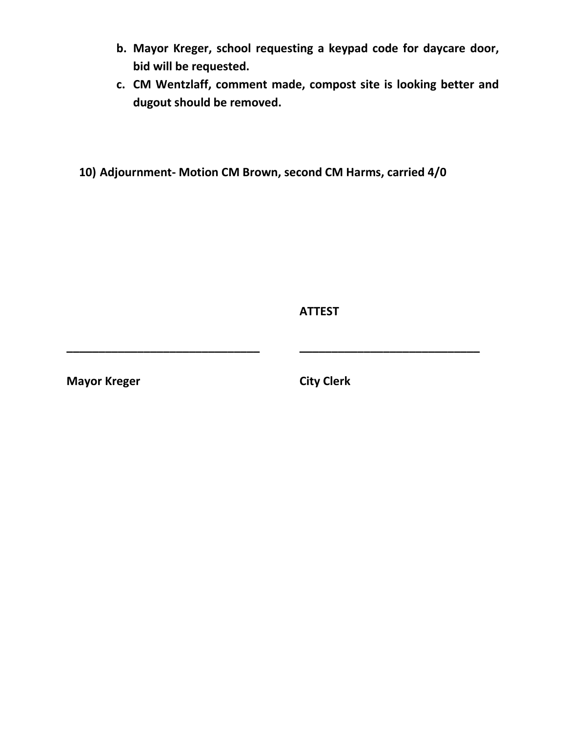b. **Mayor Kreger, school requesting a keypad code for daycare door, bid will be requested.**
c. **CM Wentzlaff, comment made, compost site is looking better and dugout should be removed.**

**10) Adjournment- Motion CM Brown, second CM Harms, carried 4/0**

**ATTEST**

\_\_\_\_\_\_\_\_\_\_\_\_\_\_\_\_\_\_\_\_\_\_\_\_\_\_\_\_\_\_\_\_ \_\_\_\_\_\_\_\_\_\_\_\_\_\_\_\_\_\_\_\_\_\_\_\_\_\_\_\_\_\_

**Mayor Kreger** **City Clerk**